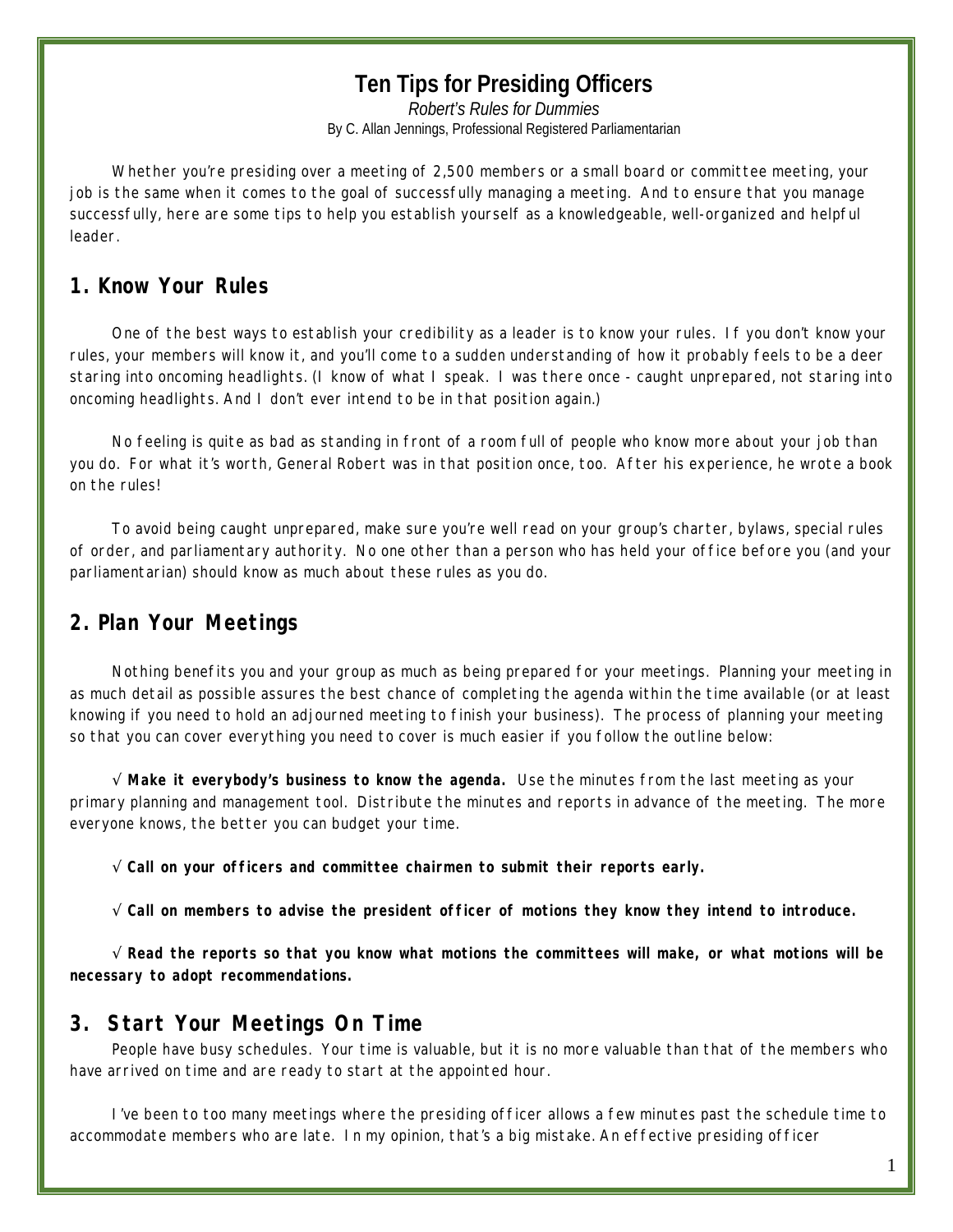# Ten Tips for Presiding Officers

*Robert's Rules for Dummies*

By C. Allan Jennings, Professional Registered Parliamentarian

Whether you're presiding over a meeting of 2,500 members or a small board or committee meeting, your job is the same when it comes to the goal of successfully managing a meeting. And to ensure that you manage successfully, here are some tips to help you establish yourself as a knowledgeable, well-organized and helpful leader.

## 1. Know Your Rules

One of the best ways to establish your credibility as a leader is to know your rules. If you don't know your rules, your members will know it, and you'll come to a sudden understanding of how it probably feels to be a deer staring into oncoming headlights. (I know of what I speak. I was there once - caught unprepared, not staring into oncoming headlights. And I don't ever intend to be in that position again.)

No feeling is quite as bad as standing in front of a room full of people who know more about your job than you do. For what it's worth, General Robert was in that position once, too. After his experience, he wrote a book on the rules!

To avoid being caught unprepared, make sure you're well read on your group's charter, bylaws, special rules of order, and parliamentary authority. No one other than a person who has held your office before you (and your parliamentarian) should know as much about these rules as you do.

## 2. Plan Your Meetings

Nothing benefits you and your group as much as being prepared for your meetings. Planning your meeting in as much detail as possible assures the best chance of completing the agenda within the time available (or at least knowing if you need to hold an adjourned meeting to finish your business). The process of planning your meeting so that you can cover everything you need to cover is much easier if you follow the outline below:

√ **Make it everybody's business to know the agenda.** Use the minutes from the last meeting as your primary planning and management tool. Distribute the minutes and reports in advance of the meeting. The more everyone knows, the better you can budget your time.

√ **Call on your officers and committee chairmen to submit their reports early.**

√ **Call on members to advise the president officer of motions they know they intend to introduce.**

√ **Read the reports so that you know what motions the committees will make, or what motions will be necessary to adopt recommendations.**

## 3. Start Your Meetings On Time

People have busy schedules. Your time is valuable, but it is no more valuable than that of the members who have arrived on time and are ready to start at the appointed hour.

I've been to too many meetings where the presiding officer allows a few minutes past the schedule time to accommodate members who are late. In my opinion, that's a big mistake. An effective presiding officer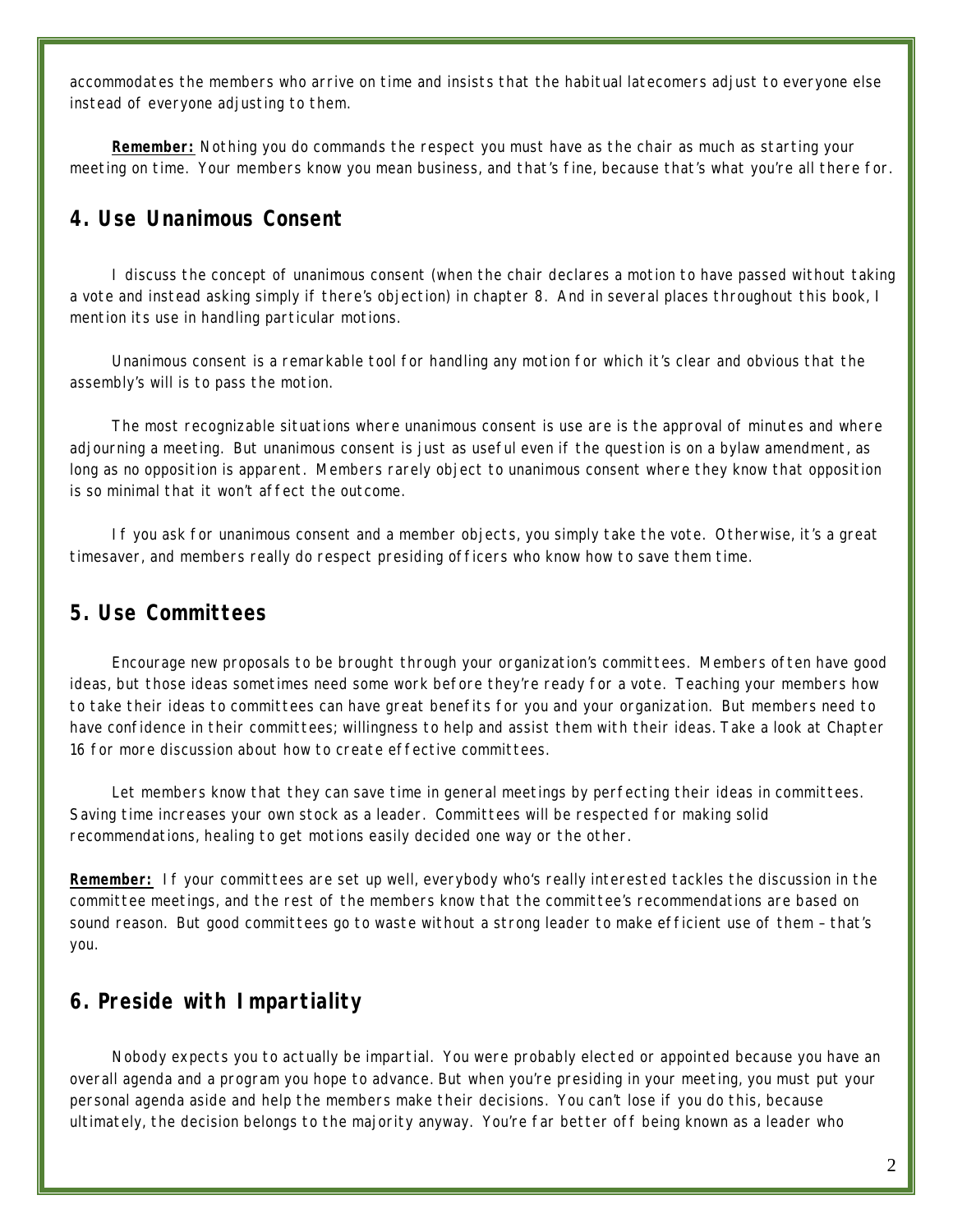accommodates the members who arrive on time and insists that the habitual latecomers adjust to everyone else instead of everyone adjusting to them.

**Remember:** Nothing you do commands the respect you must have as the chair as much as starting your meeting on time. Your members know you mean business, and that's fine, because that's what you're all there for.

## 4. Use Unanimous Consent

I discuss the concept of unanimous consent (when the chair declares a motion to have passed without taking a vote and instead asking simply if there's objection) in chapter 8. And in several places throughout this book, I mention its use in handling particular motions.

Unanimous consent is a remarkable tool for handling any motion for which it's clear and obvious that the assembly's will is to pass the motion.

The most recognizable situations where unanimous consent is use are is the approval of minutes and where adjourning a meeting. But unanimous consent is just as useful even if the question is on a bylaw amendment, as long as no opposition is apparent. Members rarely object to unanimous consent where they know that opposition is so minimal that it won't affect the outcome.

If you ask for unanimous consent and a member objects, you simply take the vote. Otherwise, it's a great timesaver, and members really do respect presiding officers who know how to save them time.

## 5. Use Committees

Encourage new proposals to be brought through your organization's committees. Members often have good ideas, but those ideas sometimes need some work before they're ready for a vote. Teaching your members how to take their ideas to committees can have great benefits for you and your organization. But members need to have confidence in their committees; willingness to help and assist them with their ideas. Take a look at Chapter 16 for more discussion about how to create effective committees.

Let members know that they can save time in general meetings by perfecting their ideas in committees. Saving time increases your own stock as a leader. Committees will be respected for making solid recommendations, healing to get motions easily decided one way or the other.

**Remember:** If your committees are set up well, everybody who's really interested tackles the discussion in the committee meetings, and the rest of the members know that the committee's recommendations are based on sound reason. But good committees go to waste without a strong leader to make efficient use of them – that's you.

## 6. Preside with Impartiality

Nobody expects you to actually be impartial. You were probably elected or appointed because you have an overall agenda and a program you hope to advance. But when you're presiding in your meeting, you must put your personal agenda aside and help the members make their decisions. You can't lose if you do this, because ultimately, the decision belongs to the majority anyway. You're far better off being known as a leader who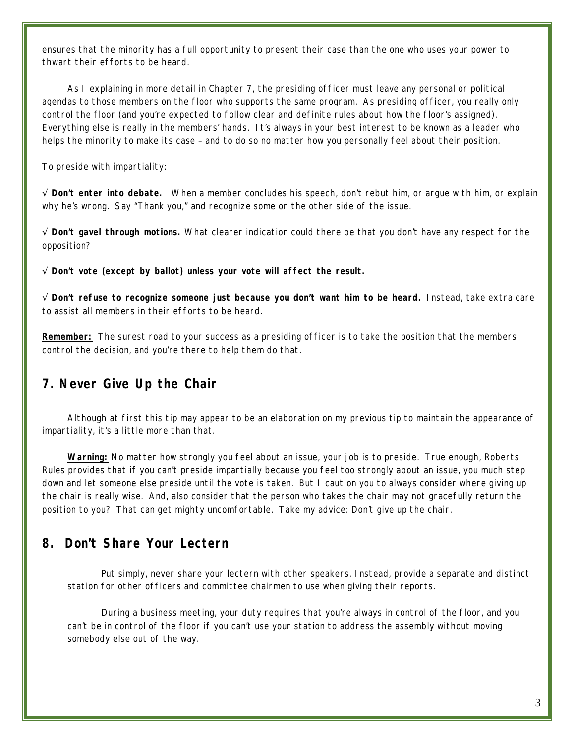ensures that the minority has a full opportunity to present their case than the one who uses your power to thwart their efforts to be heard.

As I explaining in more detail in Chapter 7, the presiding officer must leave any personal or political agendas to those members on the floor who supports the same program. As presiding officer, you really only control the floor (and you're expected to follow clear and definite rules about how the floor's assigned). Everything else is really in the members' hands. It's always in your best interest to be known as a leader who helps the minority to make its case – and to do so no matter how you personally feel about their position.

To preside with impartiality:

√ **Don't enter into debate.** When a member concludes his speech, don't rebut him, or argue with him, or explain why he's wrong. Say "Thank you," and recognize some on the other side of the issue.

√ **Don't gavel through motions.** What clearer indication could there be that you don't have any respect for the opposition?

√ **Don't vote (except by ballot) unless your vote will affect the result.**

√ **Don't refuse to recognize someone just because you don't want him to be heard.** Instead, take extra care to assist all members in their efforts to be heard.

**<u>Remember:</u>** The surest road to your success as a presiding officer is to take the position that the members control the decision, and you're there to help them do that.

## 7. Never Give Up the Chair

Although at first this tip may appear to be an elaboration on my previous tip to maintain the appearance of impartiality, it's a little more than that.

**<u>Warning:</u>** No matter how strongly you feel about an issue, your job is to preside. True enough, Roberts Rules provides that if you can't preside impartially because you feel too strongly about an issue, you much step down and let someone else preside until the vote is taken. But I caution you to always consider where giving up the chair is really wise. And, also consider that the person who takes the chair may not gracefully return the position to you? That can get mighty uncomfortable. Take my advice: Don't give up the chair.

## 8. Don't Share Your Lectern

Put simply, never share your lectern with other speakers. Instead, provide a separate and distinct station for other officers and committee chairmen to use when giving their reports.

During a business meeting, your duty requires that you're always in control of the floor, and you can't be in control of the floor if you can't use your station to address the assembly without moving somebody else out of the way.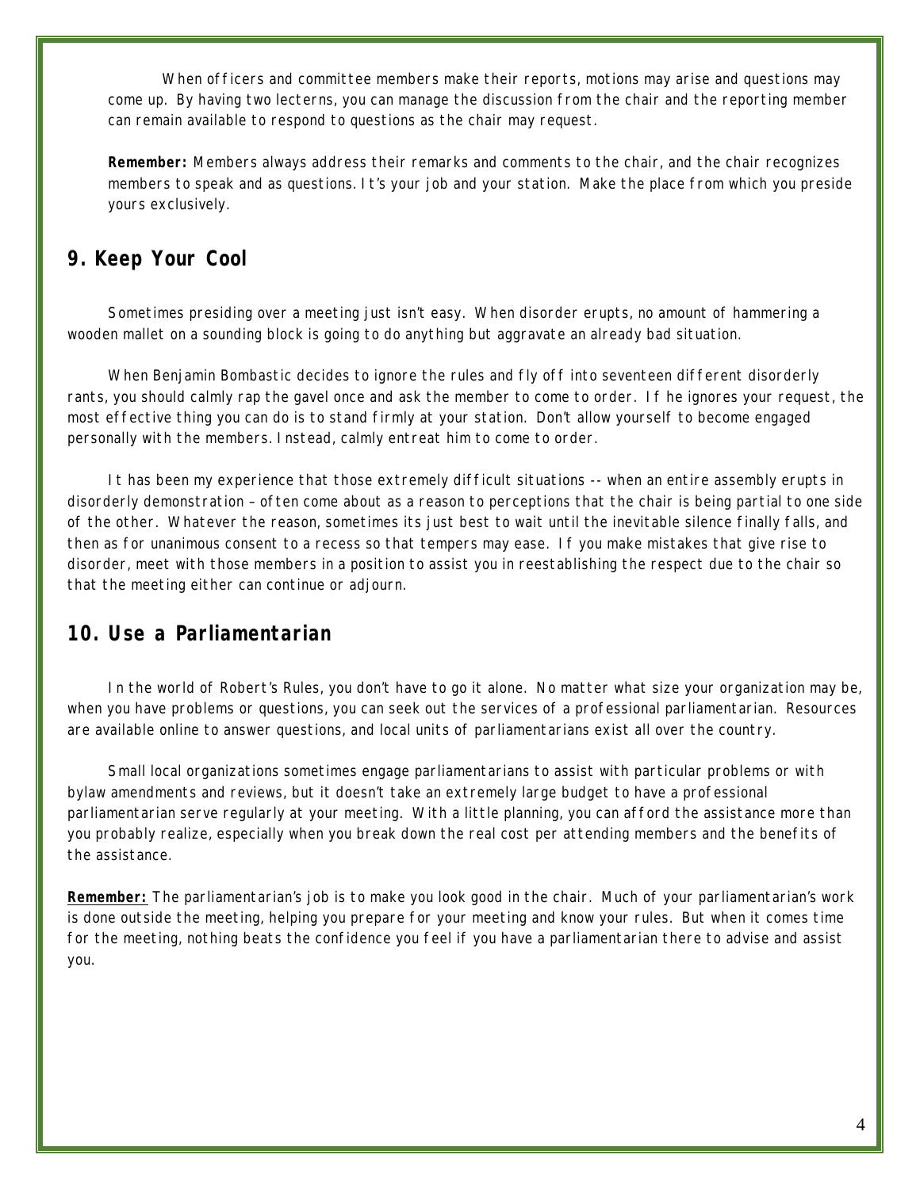When officers and committee members make their reports, motions may arise and questions may come up. By having two lecterns, you can manage the discussion from the chair and the reporting member can remain available to respond to questions as the chair may request.

**Remember:** Members always address their remarks and comments to the chair, and the chair recognizes members to speak and as questions. It's your job and your station. Make the place from which you preside yours exclusively.

## 9. Keep Your Cool

Sometimes presiding over a meeting just isn't easy. When disorder erupts, no amount of hammering a wooden mallet on a sounding block is going to do anything but aggravate an already bad situation.

When Benjamin Bombastic decides to ignore the rules and fly off into seventeen different disorderly rants, you should calmly rap the gavel once and ask the member to come to order. If he ignores your request, the most effective thing you can do is to stand firmly at your station. Don't allow yourself to become engaged personally with the members. Instead, calmly entreat him to come to order.

It has been my experience that those extremely difficult situations -- when an entire assembly erupts in disorderly demonstration – often come about as a reason to perceptions that the chair is being partial to one side of the other. Whatever the reason, sometimes its just best to wait until the inevitable silence finally falls, and then as for unanimous consent to a recess so that tempers may ease. If you make mistakes that give rise to disorder, meet with those members in a position to assist you in reestablishing the respect due to the chair so that the meeting either can continue or adjourn.

## 10. Use a Parliamentarian

In the world of Robert's Rules, you don't have to go it alone. No matter what size your organization may be, when you have problems or questions, you can seek out the services of a professional parliamentarian. Resources are available online to answer questions, and local units of parliamentarians exist all over the country.

Small local organizations sometimes engage parliamentarians to assist with particular problems or with bylaw amendments and reviews, but it doesn't take an extremely large budget to have a professional parliamentarian serve regularly at your meeting. With a little planning, you can afford the assistance more than you probably realize, especially when you break down the real cost per attending members and the benefits of the assistance.

**Remember:** The parliamentarian's job is to make you look good in the chair. Much of your parliamentarian's work is done outside the meeting, helping you prepare for your meeting and know your rules. But when it comes time for the meeting, nothing beats the confidence you feel if you have a parliamentarian there to advise and assist you.